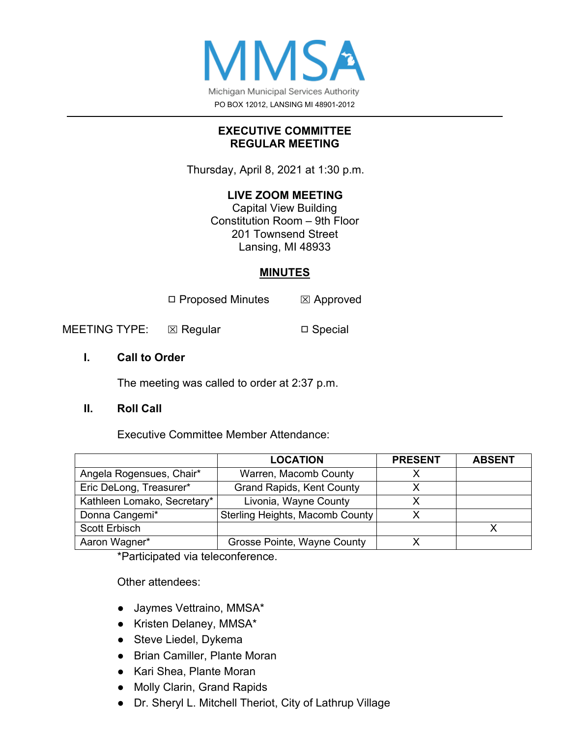# MMSA

Michigan Municipal Services Authority

PO BOX 12012, LANSING MI 48901-2012

## EXECUTIVE COMMITTEE
## REGULAR MEETING

Thursday, April 8, 2021 at 1:30 p.m.

**LIVE ZOOM MEETING**
Capital View Building
Constitution Room – 9th Floor
201 Townsend Street
Lansing, MI 48933

## MINUTES

☐ Proposed Minutes ☒ Approved

MEETING TYPE: ☒ Regular ☐ Special

### I. Call to Order

The meeting was called to order at 2:37 p.m.

### II. Roll Call

Executive Committee Member Attendance:

| | LOCATION | PRESENT | ABSENT |
|---|---|---|---|
| Angela Rogensues, Chair* | Warren, Macomb County | X | |
| Eric DeLong, Treasurer* | Grand Rapids, Kent County | X | |
| Kathleen Lomako, Secretary* | Livonia, Wayne County | X | |
| Donna Cangemi* | Sterling Heights, Macomb County | X | |
| Scott Erbisch | | | X |
| Aaron Wagner* | Grosse Pointe, Wayne County | X | |

*Participated via teleconference.

Other attendees:

- Jaymes Vettraino, MMSA*
- Kristen Delaney, MMSA*
- Steve Liedel, Dykema
- Brian Camiller, Plante Moran
- Kari Shea, Plante Moran
- Molly Clarin, Grand Rapids
- Dr. Sheryl L. Mitchell Theriot, City of Lathrup Village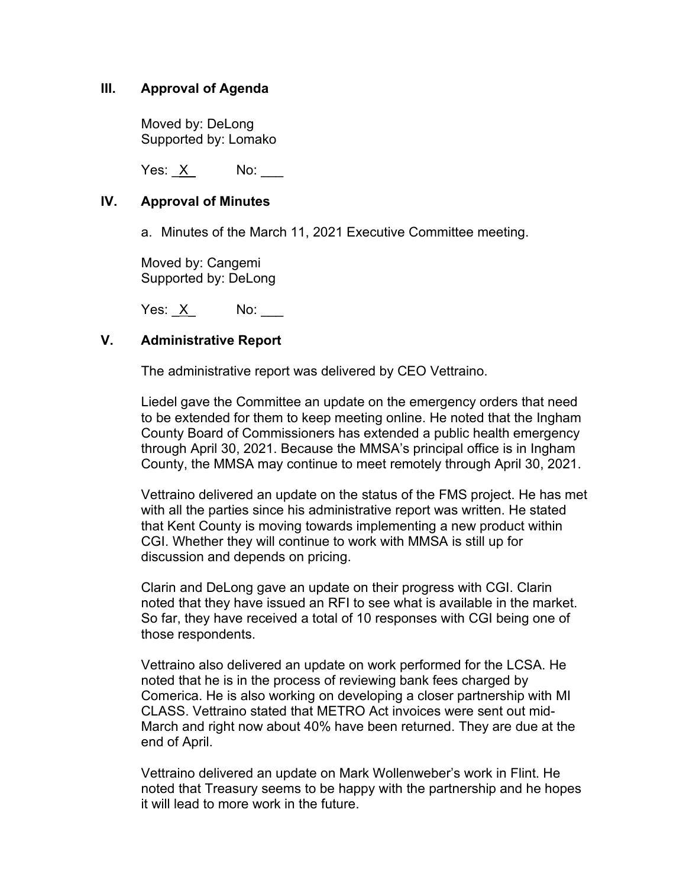## III. Approval of Agenda

Moved by: DeLong
Supported by: Lomako

Yes: _X_ No: ___

## IV. Approval of Minutes

a. Minutes of the March 11, 2021 Executive Committee meeting.

Moved by: Cangemi
Supported by: DeLong

Yes: _X_ No: ___

## V. Administrative Report

The administrative report was delivered by CEO Vettraino.

Liedel gave the Committee an update on the emergency orders that need to be extended for them to keep meeting online. He noted that the Ingham County Board of Commissioners has extended a public health emergency through April 30, 2021. Because the MMSA's principal office is in Ingham County, the MMSA may continue to meet remotely through April 30, 2021.

Vettraino delivered an update on the status of the FMS project. He has met with all the parties since his administrative report was written. He stated that Kent County is moving towards implementing a new product within CGI. Whether they will continue to work with MMSA is still up for discussion and depends on pricing.

Clarin and DeLong gave an update on their progress with CGI. Clarin noted that they have issued an RFI to see what is available in the market. So far, they have received a total of 10 responses with CGI being one of those respondents.

Vettraino also delivered an update on work performed for the LCSA. He noted that he is in the process of reviewing bank fees charged by Comerica. He is also working on developing a closer partnership with MI CLASS. Vettraino stated that METRO Act invoices were sent out mid-March and right now about 40% have been returned. They are due at the end of April.

Vettraino delivered an update on Mark Wollenweber's work in Flint. He noted that Treasury seems to be happy with the partnership and he hopes it will lead to more work in the future.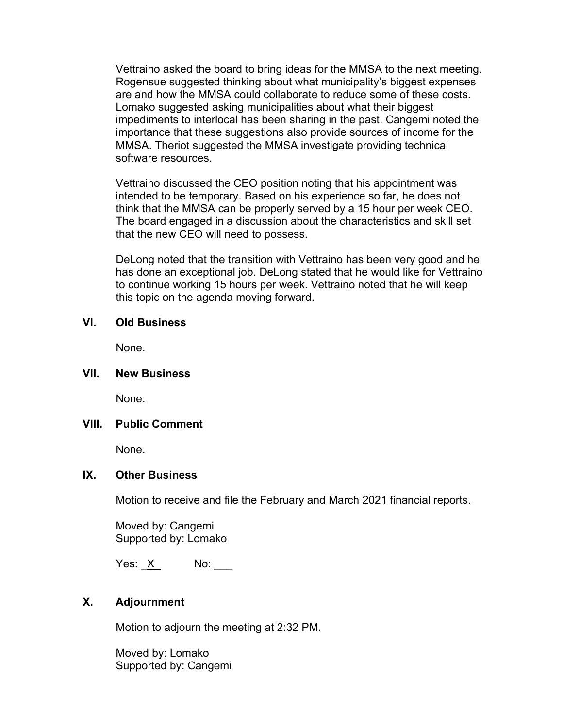Vettraino asked the board to bring ideas for the MMSA to the next meeting. Rogensue suggested thinking about what municipality's biggest expenses are and how the MMSA could collaborate to reduce some of these costs. Lomako suggested asking municipalities about what their biggest impediments to interlocal has been sharing in the past. Cangemi noted the importance that these suggestions also provide sources of income for the MMSA. Theriot suggested the MMSA investigate providing technical software resources.

Vettraino discussed the CEO position noting that his appointment was intended to be temporary. Based on his experience so far, he does not think that the MMSA can be properly served by a 15 hour per week CEO. The board engaged in a discussion about the characteristics and skill set that the new CEO will need to possess.

DeLong noted that the transition with Vettraino has been very good and he has done an exceptional job. DeLong stated that he would like for Vettraino to continue working 15 hours per week. Vettraino noted that he will keep this topic on the agenda moving forward.

## VI. Old Business

None.

## VII. New Business

None.

## VIII. Public Comment

None.

## IX. Other Business

Motion to receive and file the February and March 2021 financial reports.

Moved by: Cangemi
Supported by: Lomako

Yes: _X_ No: ___

## X. Adjournment

Motion to adjourn the meeting at 2:32 PM.

Moved by: Lomako
Supported by: Cangemi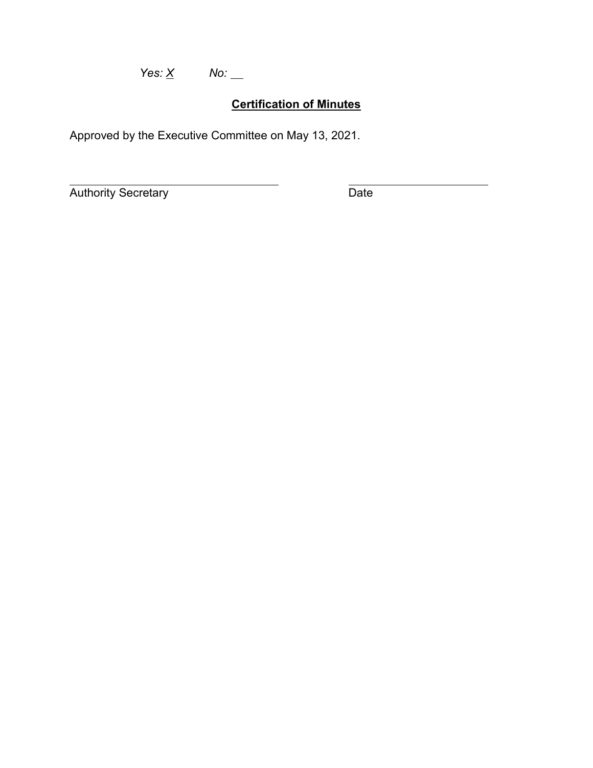*Yes: X*     *No: \_\_*

**Certification of Minutes**

Approved by the Executive Committee on May 13, 2021.

\_\_\_\_\_\_\_\_\_\_\_\_\_\_\_\_\_\_\_\_\_\_\_\_\_\_\_\_\_\_\_\_\_\_\_     \_\_\_\_\_\_\_\_\_\_\_\_\_\_\_\_\_\_\_\_\_\_\_\_
Authority Secretary     Date